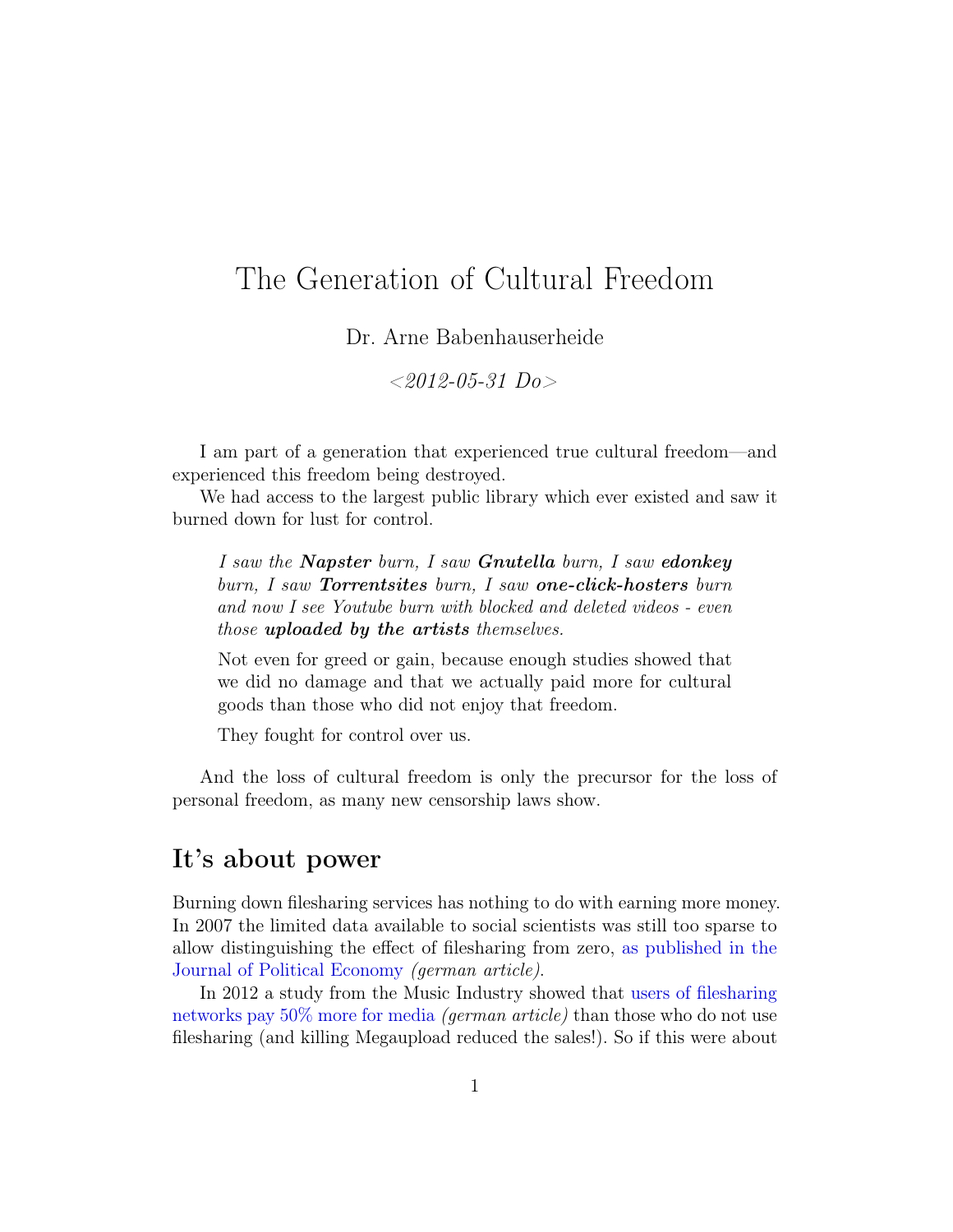# The Generation of Cultural Freedom

Dr. Arne Babenhauserheide

*<2012-05-31 Do>*

I am part of a generation that experienced true cultural freedom—and experienced this freedom being destroyed.

We had access to the largest public library which ever existed and saw it burned down for lust for control.

> *I saw the **Napster** burn, I saw **Gnutella** burn, I saw **edonkey** burn, I saw **Torrentsites** burn, I saw **one-click-hosters** burn and now I see Youtube burn with blocked and deleted videos - even those **uploaded by the artists** themselves.*
>
> Not even for greed or gain, because enough studies showed that we did no damage and that we actually paid more for cultural goods than those who did not enjoy that freedom.
>
> They fought for control over us.

And the loss of cultural freedom is only the precursor for the loss of personal freedom, as many new censorship laws show.

## It's about power

Burning down filesharing services has nothing to do with earning more money. In 2007 the limited data available to social scientists was still too sparse to allow distinguishing the effect of filesharing from zero, as published in the Journal of Political Economy *(german article)*.

In 2012 a study from the Music Industry showed that users of filesharing networks pay 50% more for media *(german article)* than those who do not use filesharing (and killing Megaupload reduced the sales!). So if this were about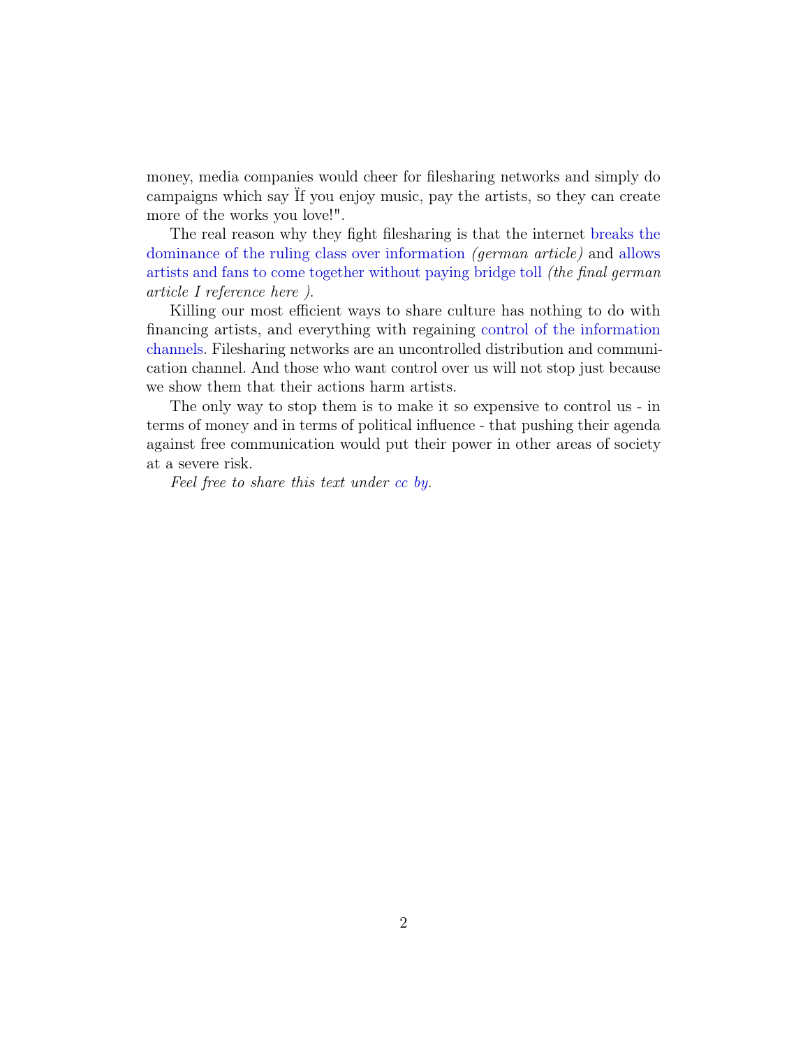money, media companies would cheer for filesharing networks and simply do campaigns which say Ïf you enjoy music, pay the artists, so they can create more of the works you love!".

The real reason why they fight filesharing is that the internet breaks the dominance of the ruling class over information *(german article)* and allows artists and fans to come together without paying bridge toll *(the final german article I reference here ).*

Killing our most efficient ways to share culture has nothing to do with financing artists, and everything with regaining control of the information channels. Filesharing networks are an uncontrolled distribution and communication channel. And those who want control over us will not stop just because we show them that their actions harm artists.

The only way to stop them is to make it so expensive to control us - in terms of money and in terms of political influence - that pushing their agenda against free communication would put their power in other areas of society at a severe risk.

*Feel free to share this text under cc by.*